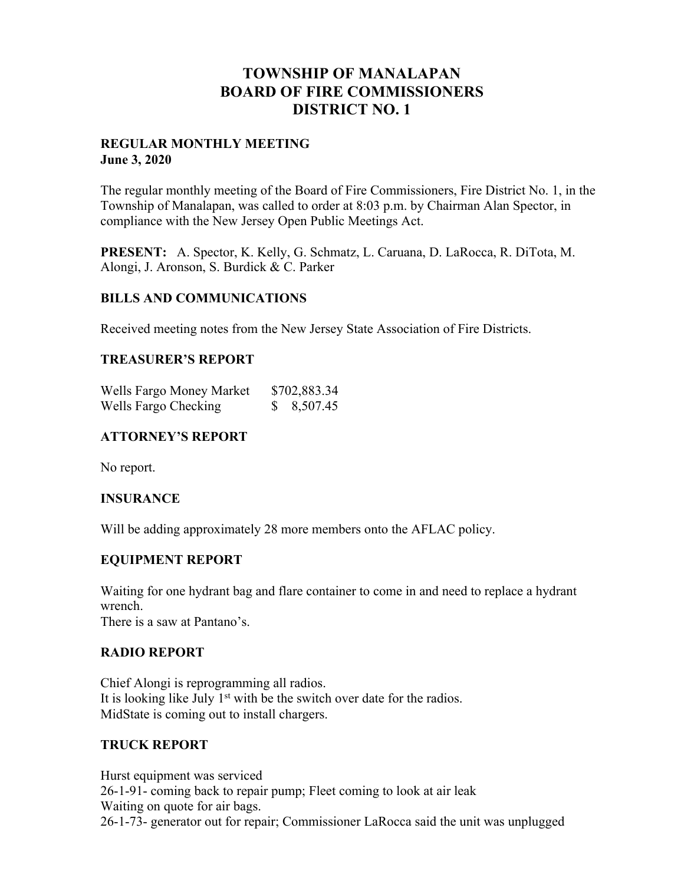# TOWNSHIP OF MANALAPAN
# BOARD OF FIRE COMMISSIONERS
# DISTRICT NO. 1

**REGULAR MONTHLY MEETING**
**June 3, 2020**

The regular monthly meeting of the Board of Fire Commissioners, Fire District No. 1, in the Township of Manalapan, was called to order at 8:03 p.m. by Chairman Alan Spector, in compliance with the New Jersey Open Public Meetings Act.

**PRESENT:** A. Spector, K. Kelly, G. Schmatz, L. Caruana, D. LaRocca, R. DiTota, M. Alongi, J. Aronson, S. Burdick & C. Parker

## BILLS AND COMMUNICATIONS

Received meeting notes from the New Jersey State Association of Fire Districts.

## TREASURER'S REPORT

| | |
|---|---|
| Wells Fargo Money Market | $702,883.34 |
| Wells Fargo Checking | $ 8,507.45 |

## ATTORNEY'S REPORT

No report.

## INSURANCE

Will be adding approximately 28 more members onto the AFLAC policy.

## EQUIPMENT REPORT

Waiting for one hydrant bag and flare container to come in and need to replace a hydrant wrench.
There is a saw at Pantano's.

## RADIO REPORT

Chief Alongi is reprogramming all radios.
It is looking like July 1st with be the switch over date for the radios.
MidState is coming out to install chargers.

## TRUCK REPORT

Hurst equipment was serviced
26-1-91- coming back to repair pump; Fleet coming to look at air leak
Waiting on quote for air bags.
26-1-73- generator out for repair; Commissioner LaRocca said the unit was unplugged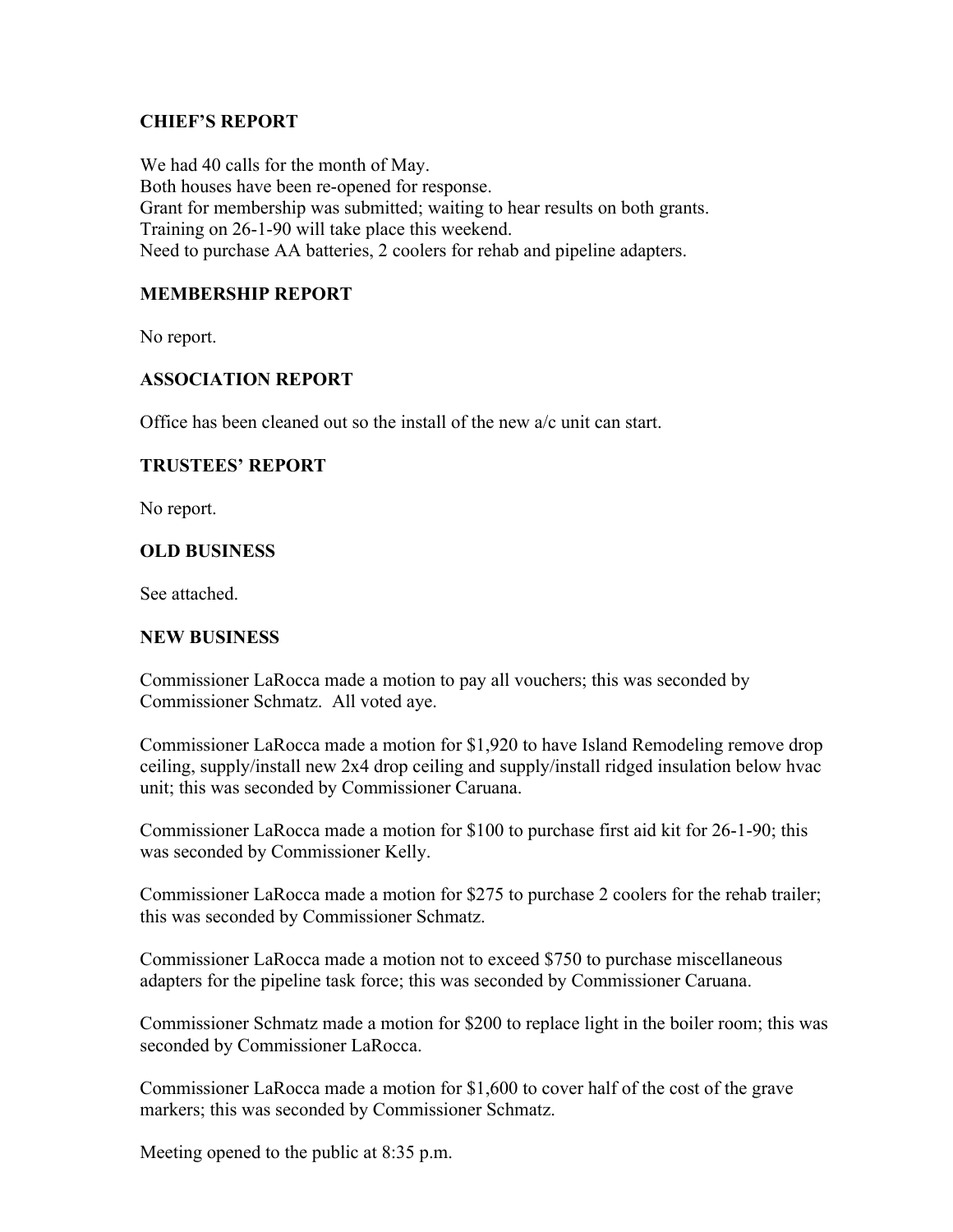## CHIEF'S REPORT

We had 40 calls for the month of May.
Both houses have been re-opened for response.
Grant for membership was submitted; waiting to hear results on both grants.
Training on 26-1-90 will take place this weekend.
Need to purchase AA batteries, 2 coolers for rehab and pipeline adapters.

## MEMBERSHIP REPORT

No report.

## ASSOCIATION REPORT

Office has been cleaned out so the install of the new a/c unit can start.

## TRUSTEES' REPORT

No report.

## OLD BUSINESS

See attached.

## NEW BUSINESS

Commissioner LaRocca made a motion to pay all vouchers; this was seconded by Commissioner Schmatz. All voted aye.

Commissioner LaRocca made a motion for $1,920 to have Island Remodeling remove drop ceiling, supply/install new 2x4 drop ceiling and supply/install ridged insulation below hvac unit; this was seconded by Commissioner Caruana.

Commissioner LaRocca made a motion for $100 to purchase first aid kit for 26-1-90; this was seconded by Commissioner Kelly.

Commissioner LaRocca made a motion for $275 to purchase 2 coolers for the rehab trailer; this was seconded by Commissioner Schmatz.

Commissioner LaRocca made a motion not to exceed $750 to purchase miscellaneous adapters for the pipeline task force; this was seconded by Commissioner Caruana.

Commissioner Schmatz made a motion for $200 to replace light in the boiler room; this was seconded by Commissioner LaRocca.

Commissioner LaRocca made a motion for $1,600 to cover half of the cost of the grave markers; this was seconded by Commissioner Schmatz.

Meeting opened to the public at 8:35 p.m.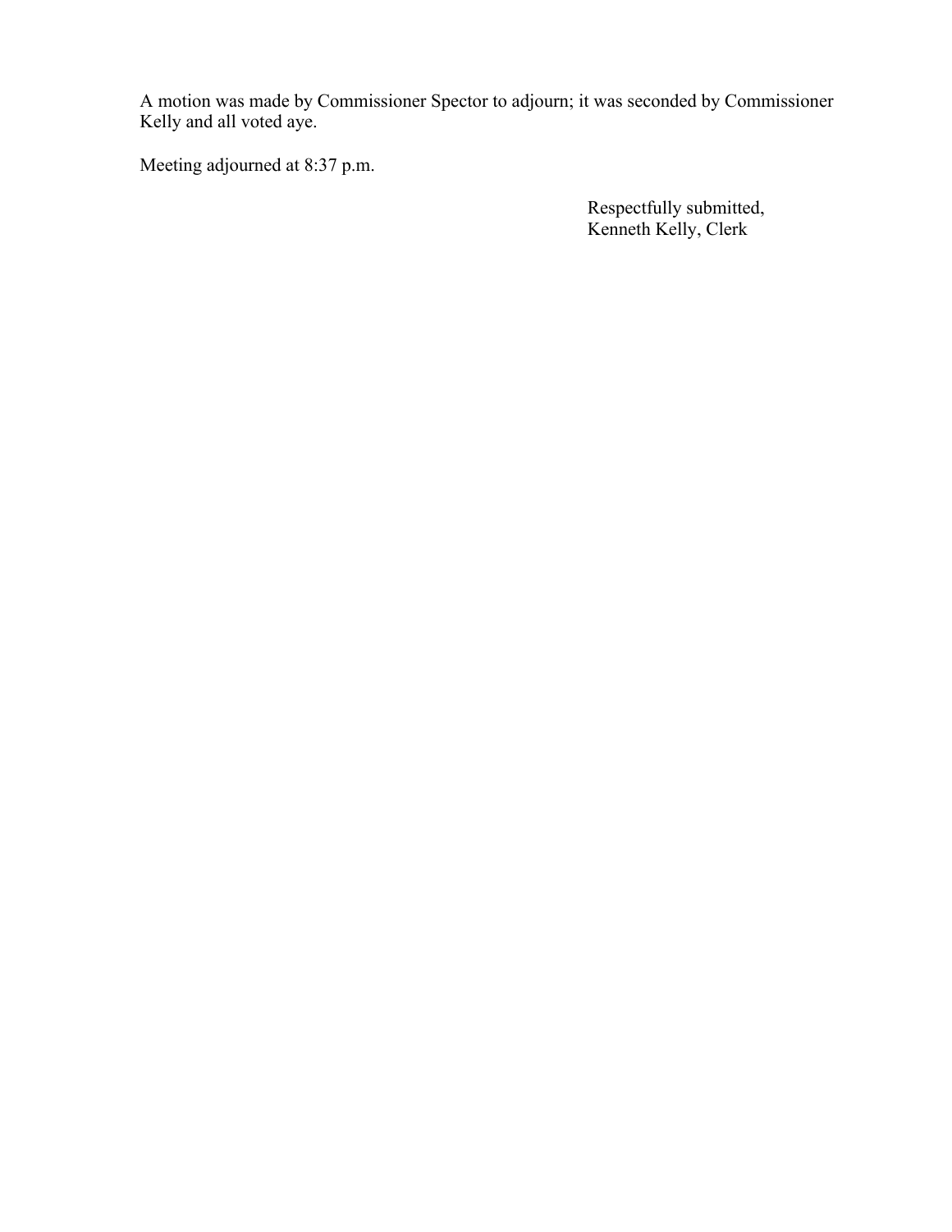A motion was made by Commissioner Spector to adjourn; it was seconded by Commissioner Kelly and all voted aye.

Meeting adjourned at 8:37 p.m.

Respectfully submitted,
Kenneth Kelly, Clerk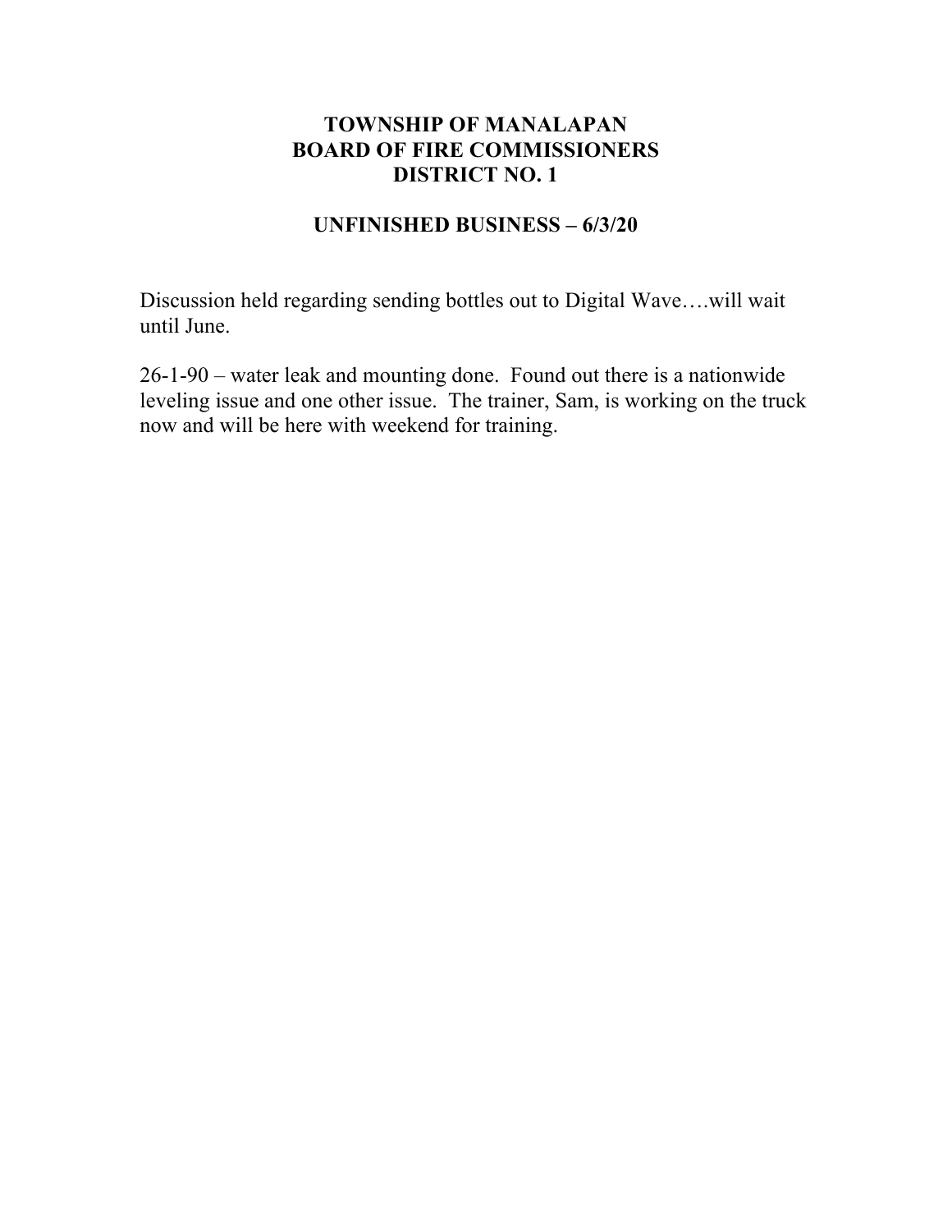# TOWNSHIP OF MANALAPAN
# BOARD OF FIRE COMMISSIONERS
# DISTRICT NO. 1

## UNFINISHED BUSINESS – 6/3/20

Discussion held regarding sending bottles out to Digital Wave….will wait until June.

26-1-90 – water leak and mounting done. Found out there is a nationwide leveling issue and one other issue. The trainer, Sam, is working on the truck now and will be here with weekend for training.